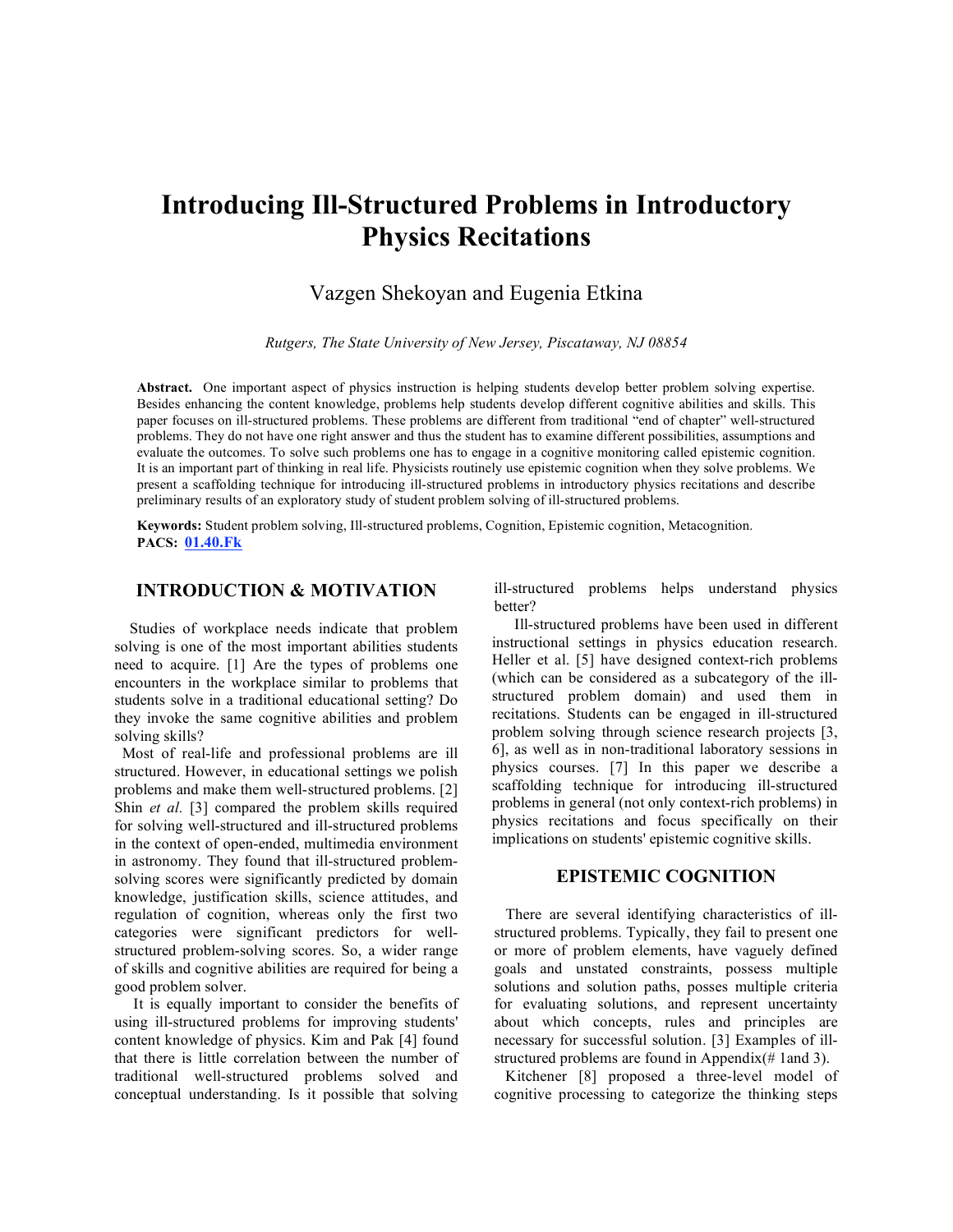# Introducing Ill-Structured Problems in Introductory Physics Recitations

Vazgen Shekoyan and Eugenia Etkina

*Rutgers, The State University of New Jersey, Piscataway, NJ 08854*

**Abstract.** One important aspect of physics instruction is helping students develop better problem solving expertise. Besides enhancing the content knowledge, problems help students develop different cognitive abilities and skills. This paper focuses on ill-structured problems. These problems are different from traditional "end of chapter" well-structured problems. They do not have one right answer and thus the student has to examine different possibilities, assumptions and evaluate the outcomes. To solve such problems one has to engage in a cognitive monitoring called epistemic cognition. It is an important part of thinking in real life. Physicists routinely use epistemic cognition when they solve problems. We present a scaffolding technique for introducing ill-structured problems in introductory physics recitations and describe preliminary results of an exploratory study of student problem solving of ill-structured problems.

**Keywords:** Student problem solving, Ill-structured problems, Cognition, Epistemic cognition, Metacognition.
**PACS:** 01.40.Fk

## INTRODUCTION & MOTIVATION

Studies of workplace needs indicate that problem solving is one of the most important abilities students need to acquire. [1] Are the types of problems one encounters in the workplace similar to problems that students solve in a traditional educational setting? Do they invoke the same cognitive abilities and problem solving skills?

Most of real-life and professional problems are ill structured. However, in educational settings we polish problems and make them well-structured problems. [2] Shin *et al.* [3] compared the problem skills required for solving well-structured and ill-structured problems in the context of open-ended, multimedia environment in astronomy. They found that ill-structured problem-solving scores were significantly predicted by domain knowledge, justification skills, science attitudes, and regulation of cognition, whereas only the first two categories were significant predictors for well-structured problem-solving scores. So, a wider range of skills and cognitive abilities are required for being a good problem solver.

It is equally important to consider the benefits of using ill-structured problems for improving students' content knowledge of physics. Kim and Pak [4] found that there is little correlation between the number of traditional well-structured problems solved and conceptual understanding. Is it possible that solving ill-structured problems helps understand physics better?

Ill-structured problems have been used in different instructional settings in physics education research. Heller et al. [5] have designed context-rich problems (which can be considered as a subcategory of the ill-structured problem domain) and used them in recitations. Students can be engaged in ill-structured problem solving through science research projects [3, 6], as well as in non-traditional laboratory sessions in physics courses. [7] In this paper we describe a scaffolding technique for introducing ill-structured problems in general (not only context-rich problems) in physics recitations and focus specifically on their implications on students' epistemic cognitive skills.

## EPISTEMIC COGNITION

There are several identifying characteristics of ill-structured problems. Typically, they fail to present one or more of problem elements, have vaguely defined goals and unstated constraints, possess multiple solutions and solution paths, posses multiple criteria for evaluating solutions, and represent uncertainty about which concepts, rules and principles are necessary for successful solution. [3] Examples of ill-structured problems are found in Appendix(# 1and 3).

Kitchener [8] proposed a three-level model of cognitive processing to categorize the thinking steps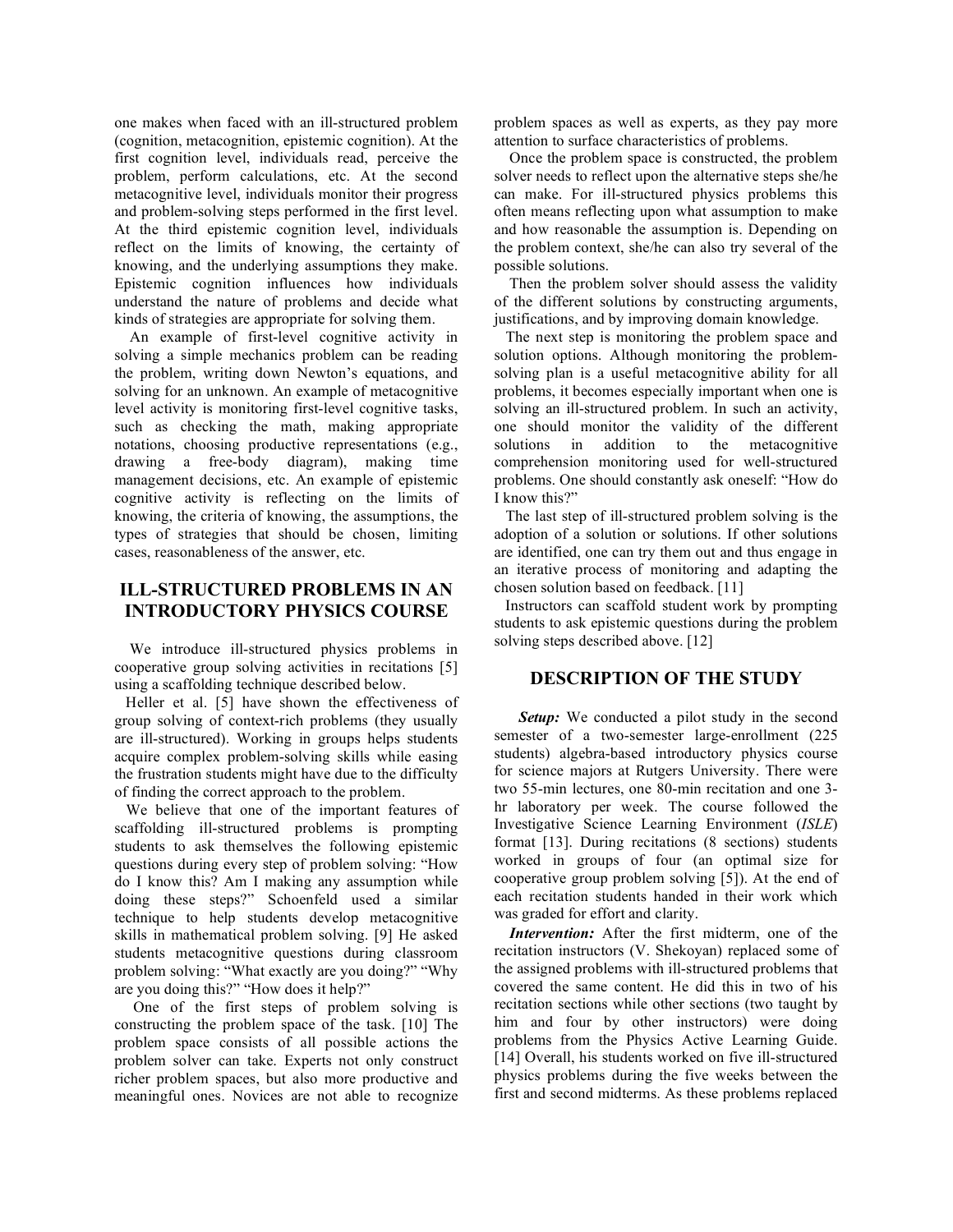one makes when faced with an ill-structured problem (cognition, metacognition, epistemic cognition). At the first cognition level, individuals read, perceive the problem, perform calculations, etc. At the second metacognitive level, individuals monitor their progress and problem-solving steps performed in the first level. At the third epistemic cognition level, individuals reflect on the limits of knowing, the certainty of knowing, and the underlying assumptions they make. Epistemic cognition influences how individuals understand the nature of problems and decide what kinds of strategies are appropriate for solving them.

An example of first-level cognitive activity in solving a simple mechanics problem can be reading the problem, writing down Newton's equations, and solving for an unknown. An example of metacognitive level activity is monitoring first-level cognitive tasks, such as checking the math, making appropriate notations, choosing productive representations (e.g., drawing a free-body diagram), making time management decisions, etc. An example of epistemic cognitive activity is reflecting on the limits of knowing, the criteria of knowing, the assumptions, the types of strategies that should be chosen, limiting cases, reasonableness of the answer, etc.

## ILL-STRUCTURED PROBLEMS IN AN INTRODUCTORY PHYSICS COURSE

We introduce ill-structured physics problems in cooperative group solving activities in recitations [5] using a scaffolding technique described below.

Heller et al. [5] have shown the effectiveness of group solving of context-rich problems (they usually are ill-structured). Working in groups helps students acquire complex problem-solving skills while easing the frustration students might have due to the difficulty of finding the correct approach to the problem.

We believe that one of the important features of scaffolding ill-structured problems is prompting students to ask themselves the following epistemic questions during every step of problem solving: "How do I know this? Am I making any assumption while doing these steps?" Schoenfeld used a similar technique to help students develop metacognitive skills in mathematical problem solving. [9] He asked students metacognitive questions during classroom problem solving: "What exactly are you doing?" "Why are you doing this?" "How does it help?"

One of the first steps of problem solving is constructing the problem space of the task. [10] The problem space consists of all possible actions the problem solver can take. Experts not only construct richer problem spaces, but also more productive and meaningful ones. Novices are not able to recognize problem spaces as well as experts, as they pay more attention to surface characteristics of problems.

Once the problem space is constructed, the problem solver needs to reflect upon the alternative steps she/he can make. For ill-structured physics problems this often means reflecting upon what assumption to make and how reasonable the assumption is. Depending on the problem context, she/he can also try several of the possible solutions.

Then the problem solver should assess the validity of the different solutions by constructing arguments, justifications, and by improving domain knowledge.

The next step is monitoring the problem space and solution options. Although monitoring the problem-solving plan is a useful metacognitive ability for all problems, it becomes especially important when one is solving an ill-structured problem. In such an activity, one should monitor the validity of the different solutions in addition to the metacognitive comprehension monitoring used for well-structured problems. One should constantly ask oneself: "How do I know this?"

The last step of ill-structured problem solving is the adoption of a solution or solutions. If other solutions are identified, one can try them out and thus engage in an iterative process of monitoring and adapting the chosen solution based on feedback. [11]

Instructors can scaffold student work by prompting students to ask epistemic questions during the problem solving steps described above. [12]

## DESCRIPTION OF THE STUDY

***Setup:*** We conducted a pilot study in the second semester of a two-semester large-enrollment (225 students) algebra-based introductory physics course for science majors at Rutgers University. There were two 55-min lectures, one 80-min recitation and one 3-hr laboratory per week. The course followed the Investigative Science Learning Environment (*ISLE*) format [13]. During recitations (8 sections) students worked in groups of four (an optimal size for cooperative group problem solving [5]). At the end of each recitation students handed in their work which was graded for effort and clarity.

***Intervention:*** After the first midterm, one of the recitation instructors (V. Shekoyan) replaced some of the assigned problems with ill-structured problems that covered the same content. He did this in two of his recitation sections while other sections (two taught by him and four by other instructors) were doing problems from the Physics Active Learning Guide. [14] Overall, his students worked on five ill-structured physics problems during the five weeks between the first and second midterms. As these problems replaced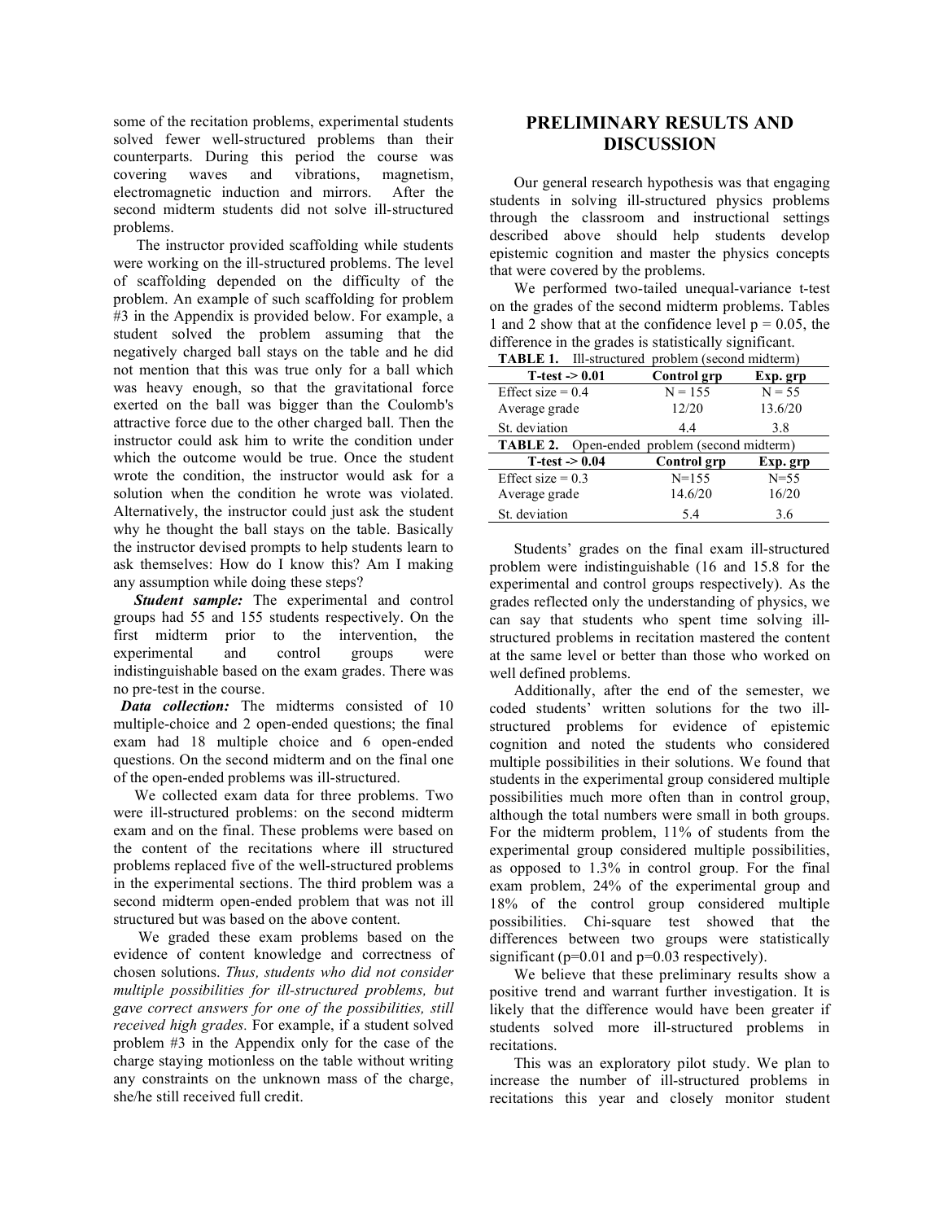some of the recitation problems, experimental students solved fewer well-structured problems than their counterparts. During this period the course was covering waves and vibrations, magnetism, electromagnetic induction and mirrors. After the second midterm students did not solve ill-structured problems.

The instructor provided scaffolding while students were working on the ill-structured problems. The level of scaffolding depended on the difficulty of the problem. An example of such scaffolding for problem #3 in the Appendix is provided below. For example, a student solved the problem assuming that the negatively charged ball stays on the table and he did not mention that this was true only for a ball which was heavy enough, so that the gravitational force exerted on the ball was bigger than the Coulomb's attractive force due to the other charged ball. Then the instructor could ask him to write the condition under which the outcome would be true. Once the student wrote the condition, the instructor would ask for a solution when the condition he wrote was violated. Alternatively, the instructor could just ask the student why he thought the ball stays on the table. Basically the instructor devised prompts to help students learn to ask themselves: How do I know this? Am I making any assumption while doing these steps?

***Student sample:*** The experimental and control groups had 55 and 155 students respectively. On the first midterm prior to the intervention, the experimental and control groups were indistinguishable based on the exam grades. There was no pre-test in the course.

***Data collection:*** The midterms consisted of 10 multiple-choice and 2 open-ended questions; the final exam had 18 multiple choice and 6 open-ended questions. On the second midterm and on the final one of the open-ended problems was ill-structured.

We collected exam data for three problems. Two were ill-structured problems: on the second midterm exam and on the final. These problems were based on the content of the recitations where ill structured problems replaced five of the well-structured problems in the experimental sections. The third problem was a second midterm open-ended problem that was not ill structured but was based on the above content.

We graded these exam problems based on the evidence of content knowledge and correctness of chosen solutions. *Thus, students who did not consider multiple possibilities for ill-structured problems, but gave correct answers for one of the possibilities, still received high grades.* For example, if a student solved problem #3 in the Appendix only for the case of the charge staying motionless on the table without writing any constraints on the unknown mass of the charge, she/he still received full credit.

## PRELIMINARY RESULTS AND DISCUSSION

Our general research hypothesis was that engaging students in solving ill-structured physics problems through the classroom and instructional settings described above should help students develop epistemic cognition and master the physics concepts that were covered by the problems.

We performed two-tailed unequal-variance t-test on the grades of the second midterm problems. Tables 1 and 2 show that at the confidence level $p = 0.05$, the difference in the grades is statistically significant.

**TABLE 1.** Ill-structured problem (second midterm)

| T-test -> 0.01 | Control grp | Exp. grp |
|---|---|---|
| Effect size = 0.4 | N = 155 | N = 55 |
| Average grade | 12/20 | 13.6/20 |
| St. deviation | 4.4 | 3.8 |

**TABLE 2.** Open-ended problem (second midterm)

| T-test -> 0.04 | Control grp | Exp. grp |
|---|---|---|
| Effect size = 0.3 | N=155 | N=55 |
| Average grade | 14.6/20 | 16/20 |
| St. deviation | 5.4 | 3.6 |

Students' grades on the final exam ill-structured problem were indistinguishable (16 and 15.8 for the experimental and control groups respectively). As the grades reflected only the understanding of physics, we can say that students who spent time solving ill-structured problems in recitation mastered the content at the same level or better than those who worked on well defined problems.

Additionally, after the end of the semester, we coded students' written solutions for the two ill-structured problems for evidence of epistemic cognition and noted the students who considered multiple possibilities in their solutions. We found that students in the experimental group considered multiple possibilities much more often than in control group, although the total numbers were small in both groups. For the midterm problem, 11% of students from the experimental group considered multiple possibilities, as opposed to 1.3% in control group. For the final exam problem, 24% of the experimental group and 18% of the control group considered multiple possibilities. Chi-square test showed that the differences between two groups were statistically significant ($p=0.01$ and $p=0.03$ respectively).

We believe that these preliminary results show a positive trend and warrant further investigation. It is likely that the difference would have been greater if students solved more ill-structured problems in recitations.

This was an exploratory pilot study. We plan to increase the number of ill-structured problems in recitations this year and closely monitor student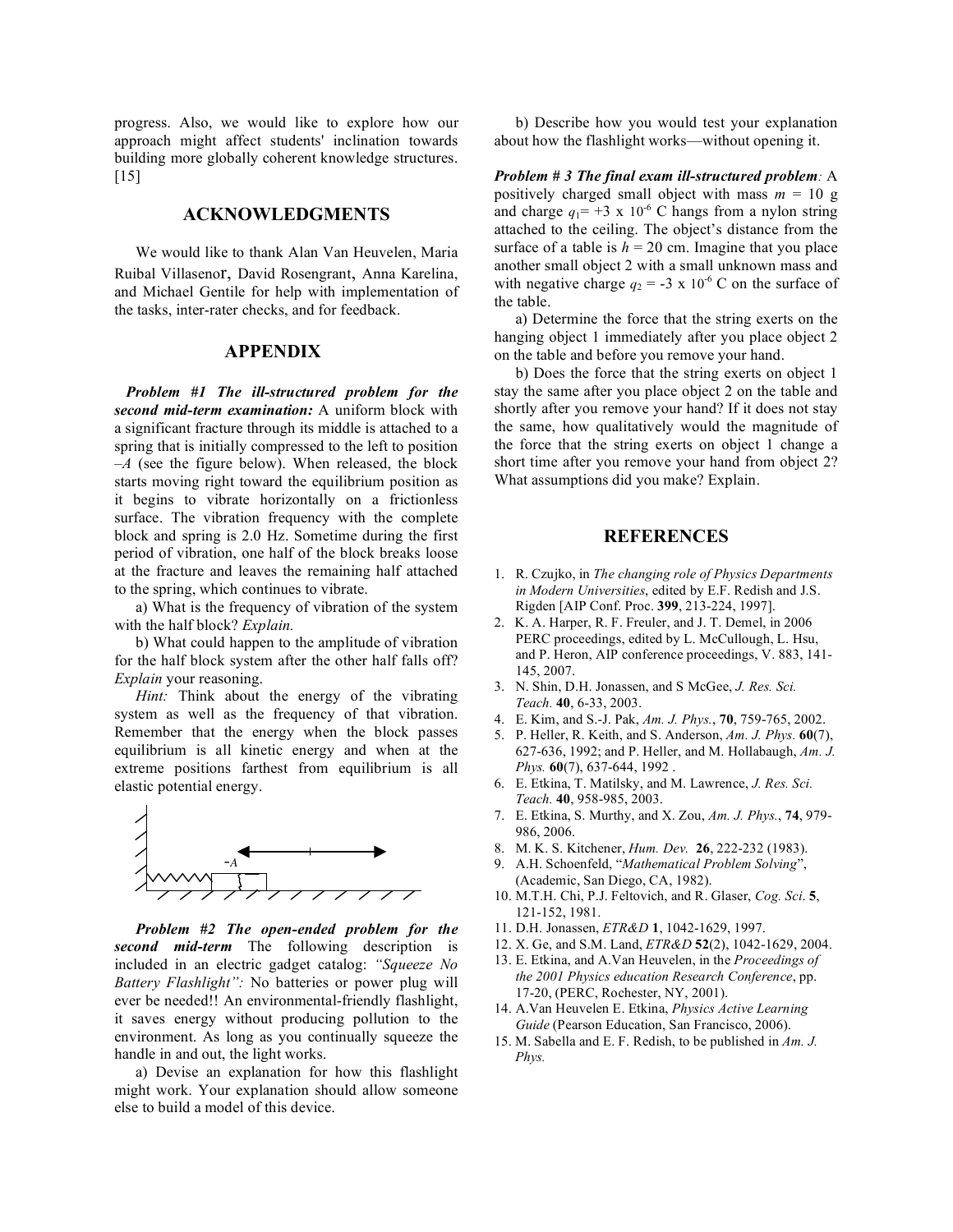progress. Also, we would like to explore how our approach might affect students' inclination towards building more globally coherent knowledge structures. [15]

## ACKNOWLEDGMENTS

We would like to thank Alan Van Heuvelen, Maria Ruibal Villasenor, David Rosengrant, Anna Karelina, and Michael Gentile for help with implementation of the tasks, inter-rater checks, and for feedback.

## APPENDIX

***Problem #1 The ill-structured problem for the second mid-term examination:*** A uniform block with a significant fracture through its middle is attached to a spring that is initially compressed to the left to position $-A$ (see the figure below). When released, the block starts moving right toward the equilibrium position as it begins to vibrate horizontally on a frictionless surface. The vibration frequency with the complete block and spring is 2.0 Hz. Sometime during the first period of vibration, one half of the block breaks loose at the fracture and leaves the remaining half attached to the spring, which continues to vibrate.

a) What is the frequency of vibration of the system with the half block? *Explain.*

b) What could happen to the amplitude of vibration for the half block system after the other half falls off? *Explain* your reasoning.

*Hint:* Think about the energy of the vibrating system as well as the frequency of that vibration. Remember that the energy when the block passes equilibrium is all kinetic energy and when at the extreme positions farthest from equilibrium is all elastic potential energy.

-A

***Problem #2 The open-ended problem for the second mid-term*** The following description is included in an electric gadget catalog: *"Squeeze No Battery Flashlight":* No batteries or power plug will ever be needed!! An environmental-friendly flashlight, it saves energy without producing pollution to the environment. As long as you continually squeeze the handle in and out, the light works.

a) Devise an explanation for how this flashlight might work. Your explanation should allow someone else to build a model of this device.

b) Describe how you would test your explanation about how the flashlight works—without opening it.

***Problem # 3 The final exam ill-structured problem:*** A positively charged small object with mass $m$ = 10 g and charge $q_1$= +3 x $10^{-6}$ C hangs from a nylon string attached to the ceiling. The object's distance from the surface of a table is $h$ = 20 cm. Imagine that you place another small object 2 with a small unknown mass and with negative charge $q_2$ = -3 x $10^{-6}$ C on the surface of the table.

a) Determine the force that the string exerts on the hanging object 1 immediately after you place object 2 on the table and before you remove your hand.

b) Does the force that the string exerts on object 1 stay the same after you place object 2 on the table and shortly after you remove your hand? If it does not stay the same, how qualitatively would the magnitude of the force that the string exerts on object 1 change a short time after you remove your hand from object 2? What assumptions did you make? Explain.

## REFERENCES

1. R. Czujko, in *The changing role of Physics Departments in Modern Universities*, edited by E.F. Redish and J.S. Rigden [AIP Conf. Proc. **399**, 213-224, 1997].
2. K. A. Harper, R. F. Freuler, and J. T. Demel, in 2006 PERC proceedings, edited by L. McCullough, L. Hsu, and P. Heron, AIP conference proceedings, V. 883, 141-145, 2007.
3. N. Shin, D.H. Jonassen, and S McGee, *J. Res. Sci. Teach.* **40**, 6-33, 2003.
4. E. Kim, and S.-J. Pak, *Am. J. Phys.*, **70**, 759-765, 2002.
5. P. Heller, R. Keith, and S. Anderson, *Am. J. Phys.* **60**(7), 627-636, 1992; and P. Heller, and M. Hollabaugh, *Am. J. Phys.* **60**(7), 637-644, 1992 .
6. E. Etkina, T. Matilsky, and M. Lawrence, *J. Res. Sci. Teach.* **40**, 958-985, 2003.
7. E. Etkina, S. Murthy, and X. Zou, *Am. J. Phys.*, **74**, 979-986, 2006.
8. M. K. S. Kitchener, *Hum. Dev.* **26**, 222-232 (1983).
9. A.H. Schoenfeld, "*Mathematical Problem Solving*", (Academic, San Diego, CA, 1982).
10. M.T.H. Chi, P.J. Feltovich, and R. Glaser, *Cog. Sci*. **5**, 121-152, 1981.
11. D.H. Jonassen, *ETR&D* **1**, 1042-1629, 1997.
12. X. Ge, and S.M. Land, *ETR&D* **52**(2), 1042-1629, 2004.
13. E. Etkina, and A.Van Heuvelen, in the *Proceedings of the 2001 Physics education Research Conference*, pp. 17-20, (PERC, Rochester, NY, 2001).
14. A.Van Heuvelen E. Etkina, *Physics Active Learning Guide* (Pearson Education, San Francisco, 2006).
15. M. Sabella and E. F. Redish, to be published in *Am. J. Phys.*